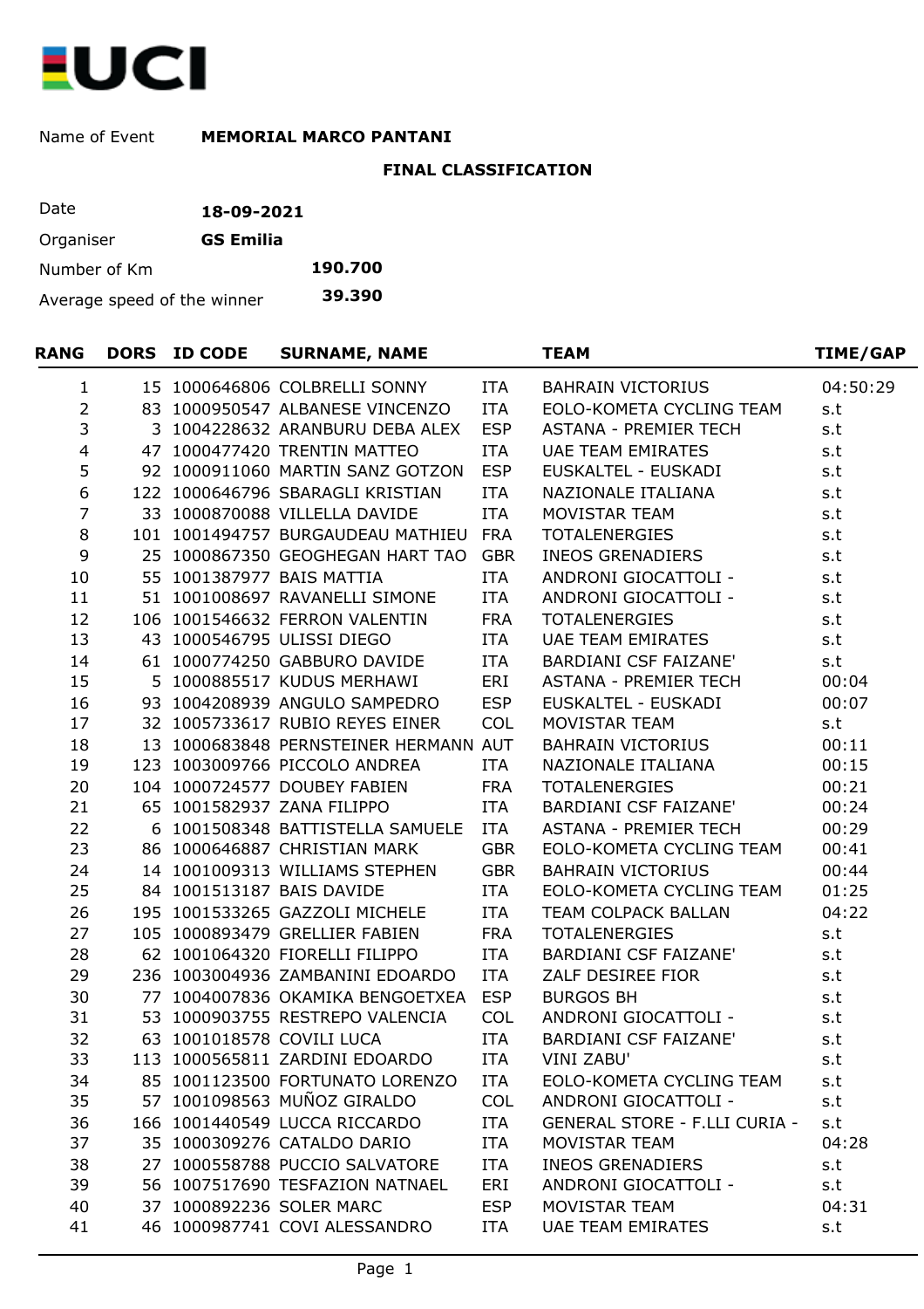UCI

Name of Event **MEMORIAL MARCO PANTANI**

**FINAL CLASSIFICATION**

| | |
|---|---|
| Date | **18-09-2021** |
| Organiser | **GS Emilia** |
| Number of Km | **190.700** |
| Average speed of the winner | **39.390** |

| RANG | DORS | ID CODE | SURNAME, NAME | | TEAM | TIME/GAP |
|---|---|---|---|---|---|---|
| 1 | 15 | 1000646806 | COLBRELLI SONNY | ITA | BAHRAIN VICTORIUS | 04:50:29 |
| 2 | 83 | 1000950547 | ALBANESE VINCENZO | ITA | EOLO-KOMETA CYCLING TEAM | s.t |
| 3 | 3 | 1004228632 | ARANBURU DEBA ALEX | ESP | ASTANA - PREMIER TECH | s.t |
| 4 | 47 | 1000477420 | TRENTIN MATTEO | ITA | UAE TEAM EMIRATES | s.t |
| 5 | 92 | 1000911060 | MARTIN SANZ GOTZON | ESP | EUSKALTEL - EUSKADI | s.t |
| 6 | 122 | 1000646796 | SBARAGLI KRISTIAN | ITA | NAZIONALE ITALIANA | s.t |
| 7 | 33 | 1000870088 | VILLELLA DAVIDE | ITA | MOVISTAR TEAM | s.t |
| 8 | 101 | 1001494757 | BURGAUDEAU MATHIEU | FRA | TOTALENERGIES | s.t |
| 9 | 25 | 1000867350 | GEOGHEGAN HART TAO | GBR | INEOS GRENADIERS | s.t |
| 10 | 55 | 1001387977 | BAIS MATTIA | ITA | ANDRONI GIOCATTOLI - | s.t |
| 11 | 51 | 1001008697 | RAVANELLI SIMONE | ITA | ANDRONI GIOCATTOLI - | s.t |
| 12 | 106 | 1001546632 | FERRON VALENTIN | FRA | TOTALENERGIES | s.t |
| 13 | 43 | 1000546795 | ULISSI DIEGO | ITA | UAE TEAM EMIRATES | s.t |
| 14 | 61 | 1000774250 | GABBURO DAVIDE | ITA | BARDIANI CSF FAIZANE' | s.t |
| 15 | 5 | 1000885517 | KUDUS MERHAWI | ERI | ASTANA - PREMIER TECH | 00:04 |
| 16 | 93 | 1004208939 | ANGULO SAMPEDRO | ESP | EUSKALTEL - EUSKADI | 00:07 |
| 17 | 32 | 1005733617 | RUBIO REYES EINER | COL | MOVISTAR TEAM | s.t |
| 18 | 13 | 1000683848 | PERNSTEINER HERMANN | AUT | BAHRAIN VICTORIUS | 00:11 |
| 19 | 123 | 1003009766 | PICCOLO ANDREA | ITA | NAZIONALE ITALIANA | 00:15 |
| 20 | 104 | 1000724577 | DOUBEY FABIEN | FRA | TOTALENERGIES | 00:21 |
| 21 | 65 | 1001582937 | ZANA FILIPPO | ITA | BARDIANI CSF FAIZANE' | 00:24 |
| 22 | 6 | 1001508348 | BATTISTELLA SAMUELE | ITA | ASTANA - PREMIER TECH | 00:29 |
| 23 | 86 | 1000646887 | CHRISTIAN MARK | GBR | EOLO-KOMETA CYCLING TEAM | 00:41 |
| 24 | 14 | 1001009313 | WILLIAMS STEPHEN | GBR | BAHRAIN VICTORIUS | 00:44 |
| 25 | 84 | 1001513187 | BAIS DAVIDE | ITA | EOLO-KOMETA CYCLING TEAM | 01:25 |
| 26 | 195 | 1001533265 | GAZZOLI MICHELE | ITA | TEAM COLPACK BALLAN | 04:22 |
| 27 | 105 | 1000893479 | GRELLIER FABIEN | FRA | TOTALENERGIES | s.t |
| 28 | 62 | 1001064320 | FIORELLI FILIPPO | ITA | BARDIANI CSF FAIZANE' | s.t |
| 29 | 236 | 1003004936 | ZAMBANINI EDOARDO | ITA | ZALF DESIREE FIOR | s.t |
| 30 | 77 | 1004007836 | OKAMIKA BENGOETXEA | ESP | BURGOS BH | s.t |
| 31 | 53 | 1000903755 | RESTREPO VALENCIA | COL | ANDRONI GIOCATTOLI - | s.t |
| 32 | 63 | 1001018578 | COVILI LUCA | ITA | BARDIANI CSF FAIZANE' | s.t |
| 33 | 113 | 1000565811 | ZARDINI EDOARDO | ITA | VINI ZABU' | s.t |
| 34 | 85 | 1001123500 | FORTUNATO LORENZO | ITA | EOLO-KOMETA CYCLING TEAM | s.t |
| 35 | 57 | 1001098563 | MUÑOZ GIRALDO | COL | ANDRONI GIOCATTOLI - | s.t |
| 36 | 166 | 1001440549 | LUCCA RICCARDO | ITA | GENERAL STORE - F.LLI CURIA - | s.t |
| 37 | 35 | 1000309276 | CATALDO DARIO | ITA | MOVISTAR TEAM | 04:28 |
| 38 | 27 | 1000558788 | PUCCIO SALVATORE | ITA | INEOS GRENADIERS | s.t |
| 39 | 56 | 1007517690 | TESFAZION NATNAEL | ERI | ANDRONI GIOCATTOLI - | s.t |
| 40 | 37 | 1000892236 | SOLER MARC | ESP | MOVISTAR TEAM | 04:31 |
| 41 | 46 | 1000987741 | COVI ALESSANDRO | ITA | UAE TEAM EMIRATES | s.t |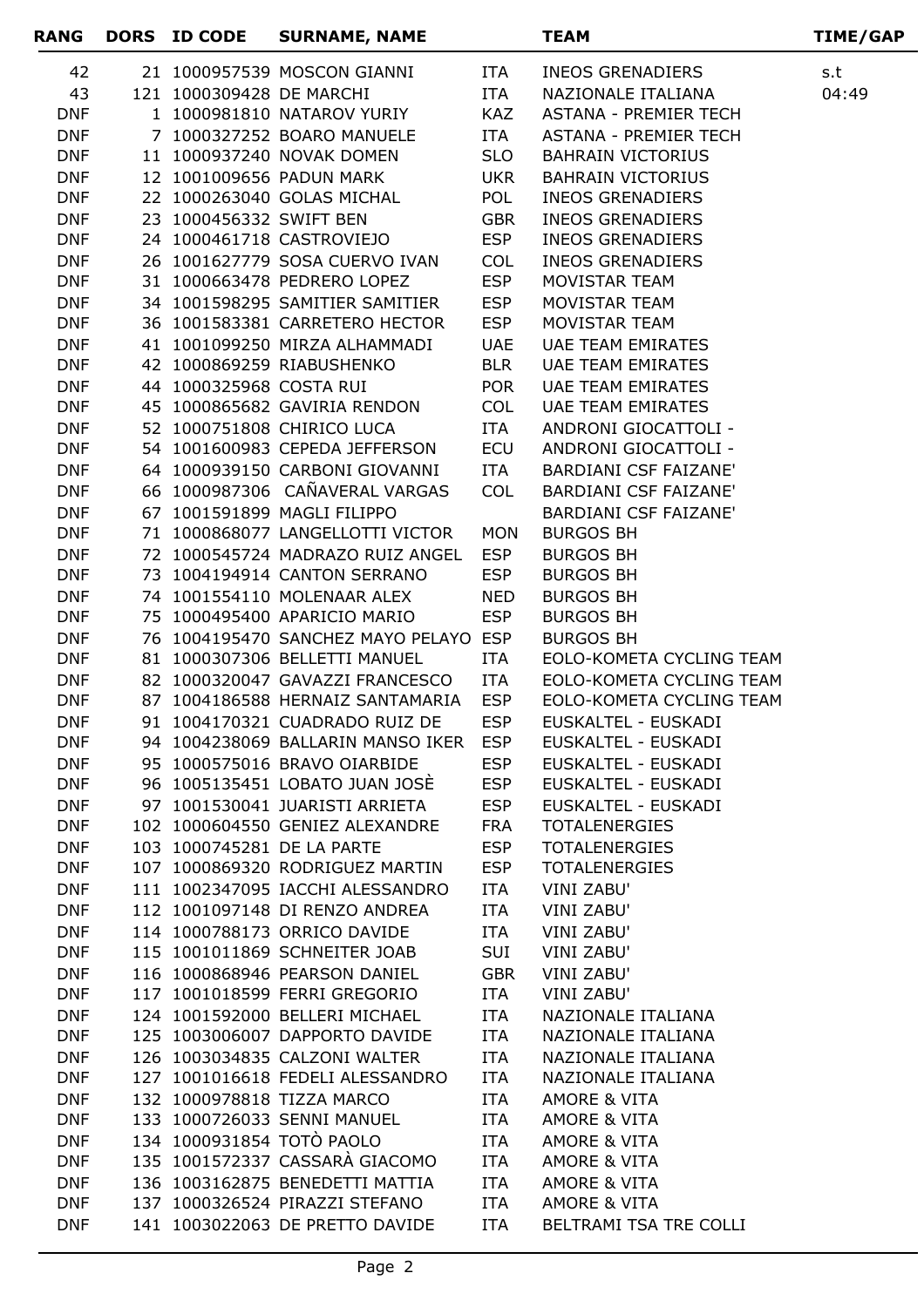| RANG | DORS | ID CODE | SURNAME, NAME | | TEAM | TIME/GAP |
|---|---|---|---|---|---|---|
| 42 | 21 | 1000957539 | MOSCON GIANNI | ITA | INEOS GRENADIERS | s.t |
| 43 | 121 | 1000309428 | DE MARCHI | ITA | NAZIONALE ITALIANA | 04:49 |
| DNF | 1 | 1000981810 | NATAROV YURIY | KAZ | ASTANA - PREMIER TECH | |
| DNF | 7 | 1000327252 | BOARO MANUELE | ITA | ASTANA - PREMIER TECH | |
| DNF | 11 | 1000937240 | NOVAK DOMEN | SLO | BAHRAIN VICTORIUS | |
| DNF | 12 | 1001009656 | PADUN MARK | UKR | BAHRAIN VICTORIUS | |
| DNF | 22 | 1000263040 | GOLAS MICHAL | POL | INEOS GRENADIERS | |
| DNF | 23 | 1000456332 | SWIFT BEN | GBR | INEOS GRENADIERS | |
| DNF | 24 | 1000461718 | CASTROVIEJO | ESP | INEOS GRENADIERS | |
| DNF | 26 | 1001627779 | SOSA CUERVO IVAN | COL | INEOS GRENADIERS | |
| DNF | 31 | 1000663478 | PEDRERO LOPEZ | ESP | MOVISTAR TEAM | |
| DNF | 34 | 1001598295 | SAMITIER SAMITIER | ESP | MOVISTAR TEAM | |
| DNF | 36 | 1001583381 | CARRETERO HECTOR | ESP | MOVISTAR TEAM | |
| DNF | 41 | 1001099250 | MIRZA ALHAMMADI | UAE | UAE TEAM EMIRATES | |
| DNF | 42 | 1000869259 | RIABUSHENKO | BLR | UAE TEAM EMIRATES | |
| DNF | 44 | 1000325968 | COSTA RUI | POR | UAE TEAM EMIRATES | |
| DNF | 45 | 1000865682 | GAVIRIA RENDON | COL | UAE TEAM EMIRATES | |
| DNF | 52 | 1000751808 | CHIRICO LUCA | ITA | ANDRONI GIOCATTOLI - | |
| DNF | 54 | 1001600983 | CEPEDA JEFFERSON | ECU | ANDRONI GIOCATTOLI - | |
| DNF | 64 | 1000939150 | CARBONI GIOVANNI | ITA | BARDIANI CSF FAIZANE' | |
| DNF | 66 | 1000987306 | CAÑAVERAL VARGAS | COL | BARDIANI CSF FAIZANE' | |
| DNF | 67 | 1001591899 | MAGLI FILIPPO | | BARDIANI CSF FAIZANE' | |
| DNF | 71 | 1000868077 | LANGELLOTTI VICTOR | MON | BURGOS BH | |
| DNF | 72 | 1000545724 | MADRAZO RUIZ ANGEL | ESP | BURGOS BH | |
| DNF | 73 | 1004194914 | CANTON SERRANO | ESP | BURGOS BH | |
| DNF | 74 | 1001554110 | MOLENAAR ALEX | NED | BURGOS BH | |
| DNF | 75 | 1000495400 | APARICIO MARIO | ESP | BURGOS BH | |
| DNF | 76 | 1004195470 | SANCHEZ MAYO PELAYO | ESP | BURGOS BH | |
| DNF | 81 | 1000307306 | BELLETTI MANUEL | ITA | EOLO-KOMETA CYCLING TEAM | |
| DNF | 82 | 1000320047 | GAVAZZI FRANCESCO | ITA | EOLO-KOMETA CYCLING TEAM | |
| DNF | 87 | 1004186588 | HERNAIZ SANTAMARIA | ESP | EOLO-KOMETA CYCLING TEAM | |
| DNF | 91 | 1004170321 | CUADRADO RUIZ DE | ESP | EUSKALTEL - EUSKADI | |
| DNF | 94 | 1004238069 | BALLARIN MANSO IKER | ESP | EUSKALTEL - EUSKADI | |
| DNF | 95 | 1000575016 | BRAVO OIARBIDE | ESP | EUSKALTEL - EUSKADI | |
| DNF | 96 | 1005135451 | LOBATO JUAN JOSÈ | ESP | EUSKALTEL - EUSKADI | |
| DNF | 97 | 1001530041 | JUARISTI ARRIETA | ESP | EUSKALTEL - EUSKADI | |
| DNF | 102 | 1000604550 | GENIEZ ALEXANDRE | FRA | TOTALENERGIES | |
| DNF | 103 | 1000745281 | DE LA PARTE | ESP | TOTALENERGIES | |
| DNF | 107 | 1000869320 | RODRIGUEZ MARTIN | ESP | TOTALENERGIES | |
| DNF | 111 | 1002347095 | IACCHI ALESSANDRO | ITA | VINI ZABU' | |
| DNF | 112 | 1001097148 | DI RENZO ANDREA | ITA | VINI ZABU' | |
| DNF | 114 | 1000788173 | ORRICO DAVIDE | ITA | VINI ZABU' | |
| DNF | 115 | 1001011869 | SCHNEITER JOAB | SUI | VINI ZABU' | |
| DNF | 116 | 1000868946 | PEARSON DANIEL | GBR | VINI ZABU' | |
| DNF | 117 | 1001018599 | FERRI GREGORIO | ITA | VINI ZABU' | |
| DNF | 124 | 1001592000 | BELLERI MICHAEL | ITA | NAZIONALE ITALIANA | |
| DNF | 125 | 1003006007 | DAPPORTO DAVIDE | ITA | NAZIONALE ITALIANA | |
| DNF | 126 | 1003034835 | CALZONI WALTER | ITA | NAZIONALE ITALIANA | |
| DNF | 127 | 1001016618 | FEDELI ALESSANDRO | ITA | NAZIONALE ITALIANA | |
| DNF | 132 | 1000978818 | TIZZA MARCO | ITA | AMORE & VITA | |
| DNF | 133 | 1000726033 | SENNI MANUEL | ITA | AMORE & VITA | |
| DNF | 134 | 1000931854 | TOTÒ PAOLO | ITA | AMORE & VITA | |
| DNF | 135 | 1001572337 | CASSARÀ GIACOMO | ITA | AMORE & VITA | |
| DNF | 136 | 1003162875 | BENEDETTI MATTIA | ITA | AMORE & VITA | |
| DNF | 137 | 1000326524 | PIRAZZI STEFANO | ITA | AMORE & VITA | |
| DNF | 141 | 1003022063 | DE PRETTO DAVIDE | ITA | BELTRAMI TSA TRE COLLI | |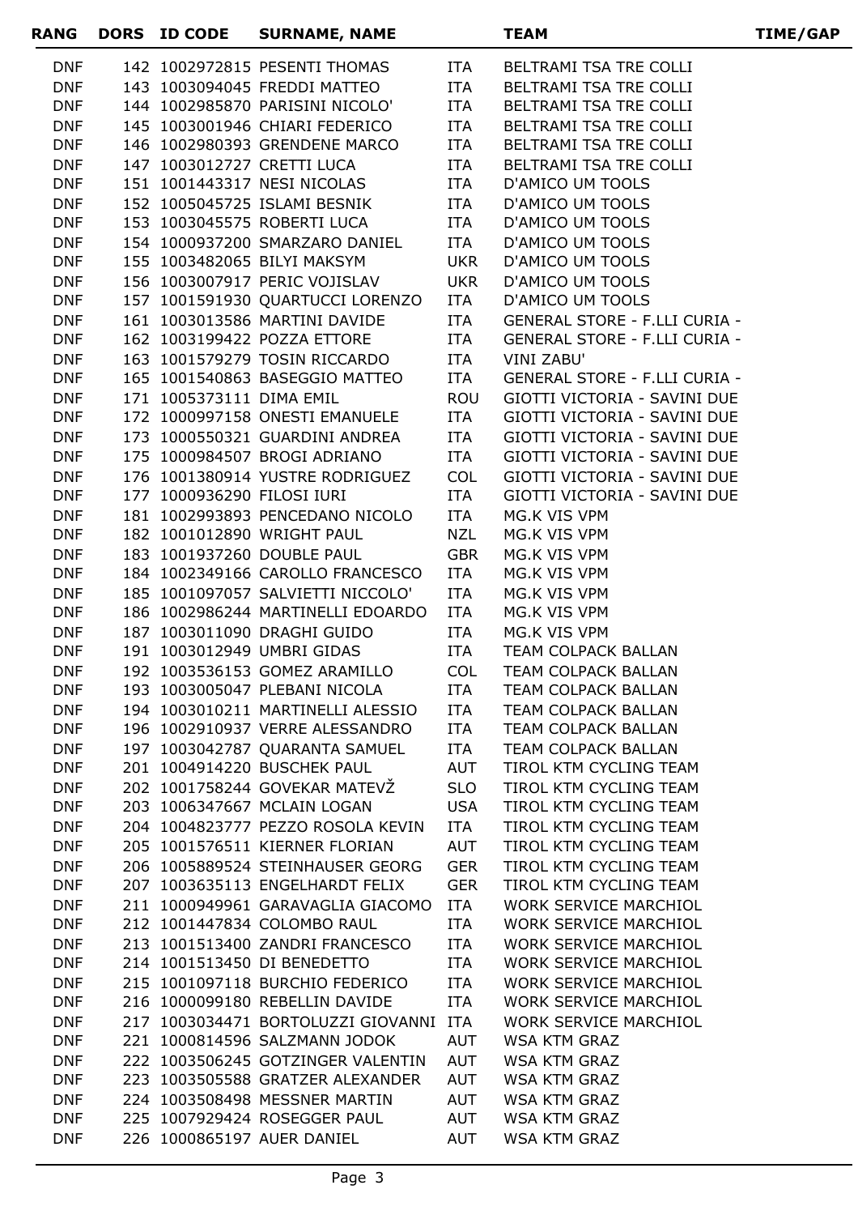| RANG | DORS | ID CODE | SURNAME, NAME | | TEAM | TIME/GAP |
|---|---|---|---|---|---|---|
| DNF | 142 | 1002972815 | PESENTI THOMAS | ITA | BELTRAMI TSA TRE COLLI | |
| DNF | 143 | 1003094045 | FREDDI MATTEO | ITA | BELTRAMI TSA TRE COLLI | |
| DNF | 144 | 1002985870 | PARISINI NICOLO' | ITA | BELTRAMI TSA TRE COLLI | |
| DNF | 145 | 1003001946 | CHIARI FEDERICO | ITA | BELTRAMI TSA TRE COLLI | |
| DNF | 146 | 1002980393 | GRENDENE MARCO | ITA | BELTRAMI TSA TRE COLLI | |
| DNF | 147 | 1003012727 | CRETTI LUCA | ITA | BELTRAMI TSA TRE COLLI | |
| DNF | 151 | 1001443317 | NESI NICOLAS | ITA | D'AMICO UM TOOLS | |
| DNF | 152 | 1005045725 | ISLAMI BESNIK | ITA | D'AMICO UM TOOLS | |
| DNF | 153 | 1003045575 | ROBERTI LUCA | ITA | D'AMICO UM TOOLS | |
| DNF | 154 | 1000937200 | SMARZARO DANIEL | ITA | D'AMICO UM TOOLS | |
| DNF | 155 | 1003482065 | BILYI MAKSYM | UKR | D'AMICO UM TOOLS | |
| DNF | 156 | 1003007917 | PERIC VOJISLAV | UKR | D'AMICO UM TOOLS | |
| DNF | 157 | 1001591930 | QUARTUCCI LORENZO | ITA | D'AMICO UM TOOLS | |
| DNF | 161 | 1003013586 | MARTINI DAVIDE | ITA | GENERAL STORE - F.LLI CURIA - | |
| DNF | 162 | 1003199422 | POZZA ETTORE | ITA | GENERAL STORE - F.LLI CURIA - | |
| DNF | 163 | 1001579279 | TOSIN RICCARDO | ITA | VINI ZABU' | |
| DNF | 165 | 1001540863 | BASEGGIO MATTEO | ITA | GENERAL STORE - F.LLI CURIA - | |
| DNF | 171 | 1005373111 | DIMA EMIL | ROU | GIOTTI VICTORIA - SAVINI DUE | |
| DNF | 172 | 1000997158 | ONESTI EMANUELE | ITA | GIOTTI VICTORIA - SAVINI DUE | |
| DNF | 173 | 1000550321 | GUARDINI ANDREA | ITA | GIOTTI VICTORIA - SAVINI DUE | |
| DNF | 175 | 1000984507 | BROGI ADRIANO | ITA | GIOTTI VICTORIA - SAVINI DUE | |
| DNF | 176 | 1001380914 | YUSTRE RODRIGUEZ | COL | GIOTTI VICTORIA - SAVINI DUE | |
| DNF | 177 | 1000936290 | FILOSI IURI | ITA | GIOTTI VICTORIA - SAVINI DUE | |
| DNF | 181 | 1002993893 | PENCEDANO NICOLO | ITA | MG.K VIS VPM | |
| DNF | 182 | 1001012890 | WRIGHT PAUL | NZL | MG.K VIS VPM | |
| DNF | 183 | 1001937260 | DOUBLE PAUL | GBR | MG.K VIS VPM | |
| DNF | 184 | 1002349166 | CAROLLO FRANCESCO | ITA | MG.K VIS VPM | |
| DNF | 185 | 1001097057 | SALVIETTI NICCOLO' | ITA | MG.K VIS VPM | |
| DNF | 186 | 1002986244 | MARTINELLI EDOARDO | ITA | MG.K VIS VPM | |
| DNF | 187 | 1003011090 | DRAGHI GUIDO | ITA | MG.K VIS VPM | |
| DNF | 191 | 1003012949 | UMBRI GIDAS | ITA | TEAM COLPACK BALLAN | |
| DNF | 192 | 1003536153 | GOMEZ ARAMILLO | COL | TEAM COLPACK BALLAN | |
| DNF | 193 | 1003005047 | PLEBANI NICOLA | ITA | TEAM COLPACK BALLAN | |
| DNF | 194 | 1003010211 | MARTINELLI ALESSIO | ITA | TEAM COLPACK BALLAN | |
| DNF | 196 | 1002910937 | VERRE ALESSANDRO | ITA | TEAM COLPACK BALLAN | |
| DNF | 197 | 1003042787 | QUARANTA SAMUEL | ITA | TEAM COLPACK BALLAN | |
| DNF | 201 | 1004914220 | BUSCHEK PAUL | AUT | TIROL KTM CYCLING TEAM | |
| DNF | 202 | 1001758244 | GOVEKAR MATEVŽ | SLO | TIROL KTM CYCLING TEAM | |
| DNF | 203 | 1006347667 | MCLAIN LOGAN | USA | TIROL KTM CYCLING TEAM | |
| DNF | 204 | 1004823777 | PEZZO ROSOLA KEVIN | ITA | TIROL KTM CYCLING TEAM | |
| DNF | 205 | 1001576511 | KIERNER FLORIAN | AUT | TIROL KTM CYCLING TEAM | |
| DNF | 206 | 1005889524 | STEINHAUSER GEORG | GER | TIROL KTM CYCLING TEAM | |
| DNF | 207 | 1003635113 | ENGELHARDT FELIX | GER | TIROL KTM CYCLING TEAM | |
| DNF | 211 | 1000949961 | GARAVAGLIA GIACOMO | ITA | WORK SERVICE MARCHIOL | |
| DNF | 212 | 1001447834 | COLOMBO RAUL | ITA | WORK SERVICE MARCHIOL | |
| DNF | 213 | 1001513400 | ZANDRI FRANCESCO | ITA | WORK SERVICE MARCHIOL | |
| DNF | 214 | 1001513450 | DI BENEDETTO | ITA | WORK SERVICE MARCHIOL | |
| DNF | 215 | 1001097118 | BURCHIO FEDERICO | ITA | WORK SERVICE MARCHIOL | |
| DNF | 216 | 1000099180 | REBELLIN DAVIDE | ITA | WORK SERVICE MARCHIOL | |
| DNF | 217 | 1003034471 | BORTOLUZZI GIOVANNI | ITA | WORK SERVICE MARCHIOL | |
| DNF | 221 | 1000814596 | SALZMANN JODOK | AUT | WSA KTM GRAZ | |
| DNF | 222 | 1003506245 | GOTZINGER VALENTIN | AUT | WSA KTM GRAZ | |
| DNF | 223 | 1003505588 | GRATZER ALEXANDER | AUT | WSA KTM GRAZ | |
| DNF | 224 | 1003508498 | MESSNER MARTIN | AUT | WSA KTM GRAZ | |
| DNF | 225 | 1007929424 | ROSEGGER PAUL | AUT | WSA KTM GRAZ | |
| DNF | 226 | 1000865197 | AUER DANIEL | AUT | WSA KTM GRAZ | |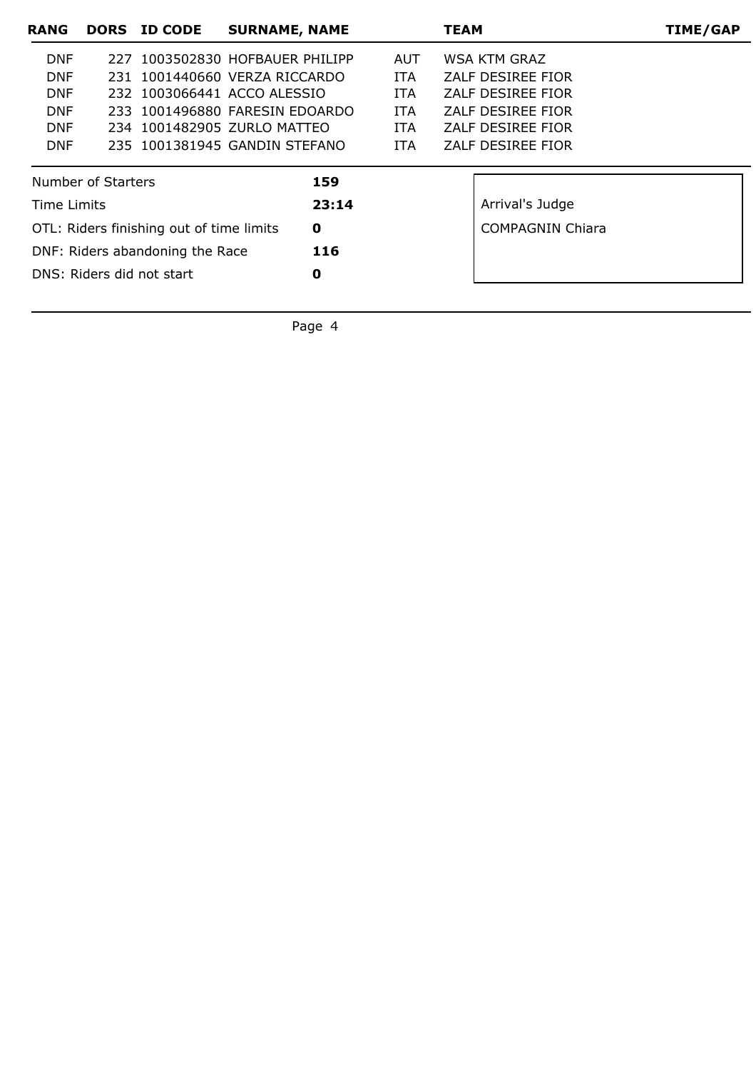| RANG | DORS | ID CODE | SURNAME, NAME | | TEAM | TIME/GAP |
|---|---|---|---|---|---|---|
| DNF | 227 | 1003502830 | HOFBAUER PHILIPP | AUT | WSA KTM GRAZ | |
| DNF | 231 | 1001440660 | VERZA RICCARDO | ITA | ZALF DESIREE FIOR | |
| DNF | 232 | 1003066441 | ACCO ALESSIO | ITA | ZALF DESIREE FIOR | |
| DNF | 233 | 1001496880 | FARESIN EDOARDO | ITA | ZALF DESIREE FIOR | |
| DNF | 234 | 1001482905 | ZURLO MATTEO | ITA | ZALF DESIREE FIOR | |
| DNF | 235 | 1001381945 | GANDIN STEFANO | ITA | ZALF DESIREE FIOR | |

| | |
|---|---|
| Number of Starters | **159** |
| Time Limits | **23:14** |
| OTL: Riders finishing out of time limits | **0** |
| DNF: Riders abandoning the Race | **116** |
| DNS: Riders did not start | **0** |

Arrival's Judge

COMPAGNIN Chiara